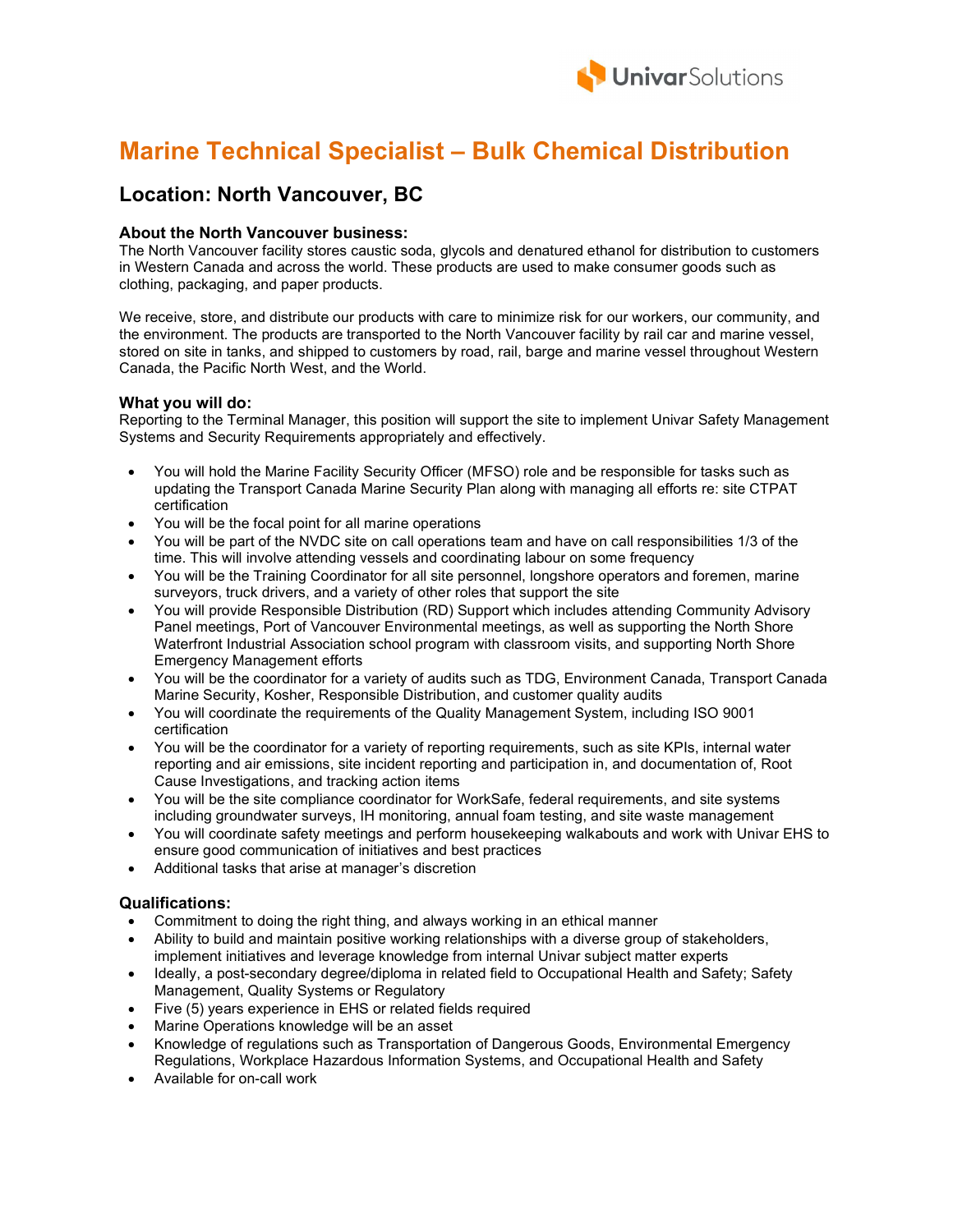# Marine Technical Specialist – Bulk Chemical Distribution

## Location: North Vancouver, BC

### About the North Vancouver business:

The North Vancouver facility stores caustic soda, glycols and denatured ethanol for distribution to customers in Western Canada and across the world. These products are used to make consumer goods such as clothing, packaging, and paper products.

We receive, store, and distribute our products with care to minimize risk for our workers, our community, and the environment. The products are transported to the North Vancouver facility by rail car and marine vessel, stored on site in tanks, and shipped to customers by road, rail, barge and marine vessel throughout Western Canada, the Pacific North West, and the World.

### What you will do:

Reporting to the Terminal Manager, this position will support the site to implement Univar Safety Management Systems and Security Requirements appropriately and effectively.

- You will hold the Marine Facility Security Officer (MFSO) role and be responsible for tasks such as updating the Transport Canada Marine Security Plan along with managing all efforts re: site CTPAT certification
- You will be the focal point for all marine operations
- You will be part of the NVDC site on call operations team and have on call responsibilities 1/3 of the time. This will involve attending vessels and coordinating labour on some frequency
- You will be the Training Coordinator for all site personnel, longshore operators and foremen, marine surveyors, truck drivers, and a variety of other roles that support the site
- You will provide Responsible Distribution (RD) Support which includes attending Community Advisory Panel meetings, Port of Vancouver Environmental meetings, as well as supporting the North Shore Waterfront Industrial Association school program with classroom visits, and supporting North Shore Emergency Management efforts
- You will be the coordinator for a variety of audits such as TDG, Environment Canada, Transport Canada Marine Security, Kosher, Responsible Distribution, and customer quality audits
- You will coordinate the requirements of the Quality Management System, including ISO 9001 certification
- You will be the coordinator for a variety of reporting requirements, such as site KPIs, internal water reporting and air emissions, site incident reporting and participation in, and documentation of, Root Cause Investigations, and tracking action items
- You will be the site compliance coordinator for WorkSafe, federal requirements, and site systems including groundwater surveys, IH monitoring, annual foam testing, and site waste management
- You will coordinate safety meetings and perform housekeeping walkabouts and work with Univar EHS to ensure good communication of initiatives and best practices
- Additional tasks that arise at manager's discretion

### Qualifications:

- Commitment to doing the right thing, and always working in an ethical manner
- Ability to build and maintain positive working relationships with a diverse group of stakeholders, implement initiatives and leverage knowledge from internal Univar subject matter experts
- Ideally, a post-secondary degree/diploma in related field to Occupational Health and Safety; Safety Management, Quality Systems or Regulatory
- Five (5) years experience in EHS or related fields required
- Marine Operations knowledge will be an asset
- Knowledge of regulations such as Transportation of Dangerous Goods, Environmental Emergency Regulations, Workplace Hazardous Information Systems, and Occupational Health and Safety
- Available for on-call work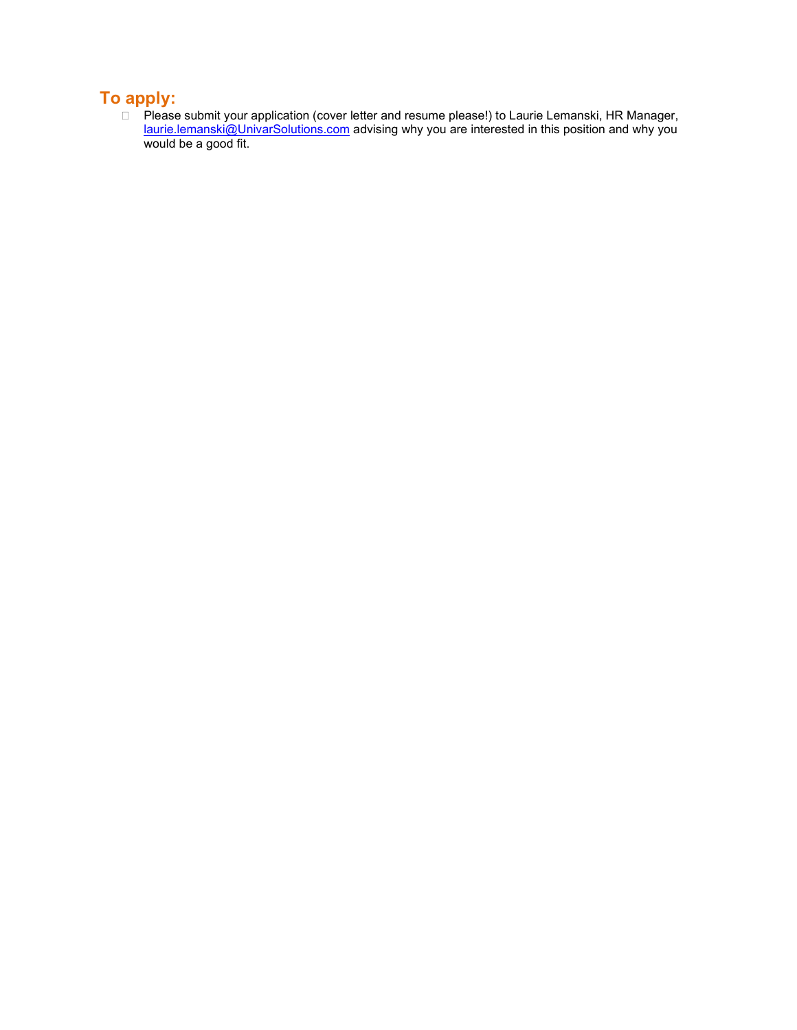## To apply:

- Please submit your application (cover letter and resume please!) to Laurie Lemanski, HR Manager, laurie.lemanski@UnivarSolutions.com advising why you are interested in this position and why you would be a good fit.